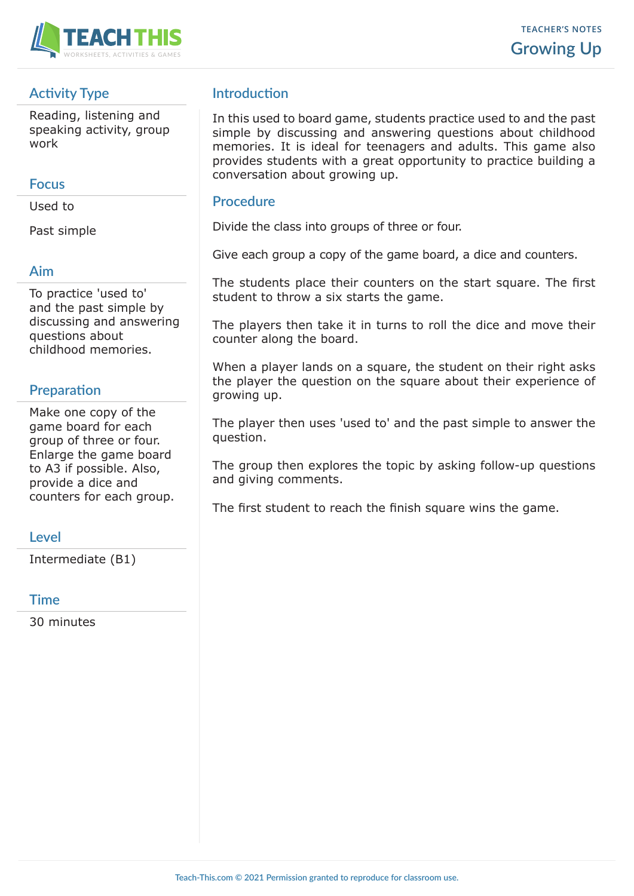TEACHER'S NOTES

# Growing Up

## Activity Type

Reading, listening and speaking activity, group work

## Focus

Used to

Past simple

## Aim

To practice 'used to' and the past simple by discussing and answering questions about childhood memories.

## Preparation

Make one copy of the game board for each group of three or four. Enlarge the game board to A3 if possible. Also, provide a dice and counters for each group.

## Level

Intermediate (B1)

## Time

30 minutes

## Introduction

In this used to board game, students practice used to and the past simple by discussing and answering questions about childhood memories. It is ideal for teenagers and adults. This game also provides students with a great opportunity to practice building a conversation about growing up.

## Procedure

Divide the class into groups of three or four.

Give each group a copy of the game board, a dice and counters.

The students place their counters on the start square. The first student to throw a six starts the game.

The players then take it in turns to roll the dice and move their counter along the board.

When a player lands on a square, the student on their right asks the player the question on the square about their experience of growing up.

The player then uses 'used to' and the past simple to answer the question.

The group then explores the topic by asking follow-up questions and giving comments.

The first student to reach the finish square wins the game.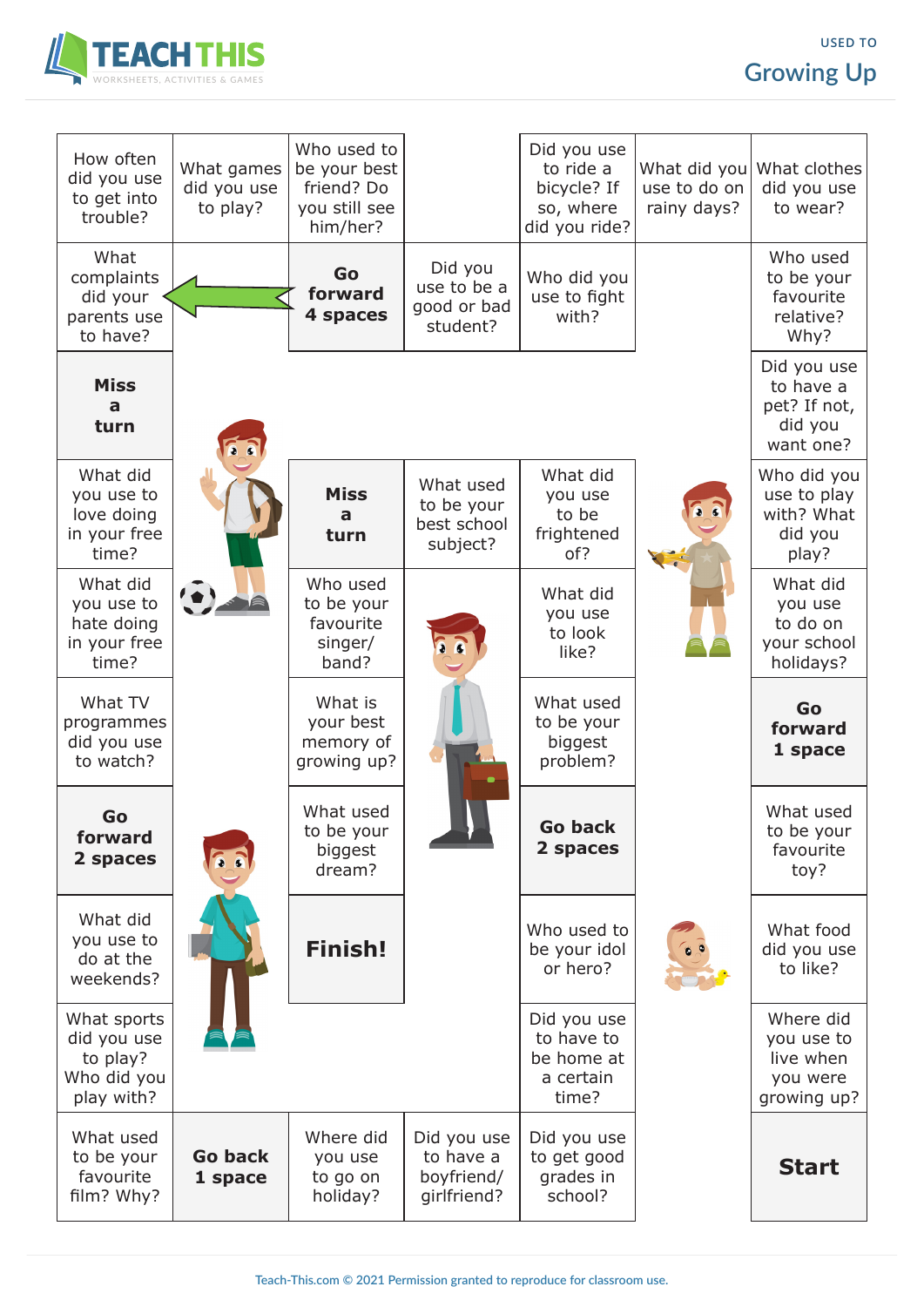USED TO

# Growing Up

| | | | | | | |
|---|---|---|---|---|---|---|
| How often did you use to get into trouble? | What games did you use to play? | Who used to be your best friend? Do you still see him/her? | | Did you use to ride a bicycle? If so, where did you ride? | What did you use to do on rainy days? | What clothes did you use to wear? |
| What complaints did your parents use to have? | | **Go forward 4 spaces** | Did you use to be a good or bad student? | Who did you use to fight with? | | Who used to be your favourite relative? Why? |
| **Miss a turn** | | | | | | Did you use to have a pet? If not, did you want one? |
| What did you use to love doing in your free time? | | **Miss a turn** | What used to be your best school subject? | What did you use to be frightened of? | | Who did you use to play with? What did you play? |
| What did you use to hate doing in your free time? | | Who used to be your favourite singer/ band? | | What did you use to look like? | | What did you use to do on your school holidays? |
| What TV programmes did you use to watch? | | What is your best memory of growing up? | | What used to be your biggest problem? | | **Go forward 1 space** |
| **Go forward 2 spaces** | | What used to be your biggest dream? | | **Go back 2 spaces** | | What used to be your favourite toy? |
| What did you use to do at the weekends? | | **Finish!** | | Who used to be your idol or hero? | | What food did you use to like? |
| What sports did you use to play? Who did you play with? | | | | Did you use to have to be home at a certain time? | | Where did you use to live when you were growing up? |
| What used to be your favourite film? Why? | **Go back 1 space** | Where did you use to go on holiday? | Did you use to have a boyfriend/ girlfriend? | Did you use to get good grades in school? | | **Start** |

Teach-This.com © 2021 Permission granted to reproduce for classroom use.